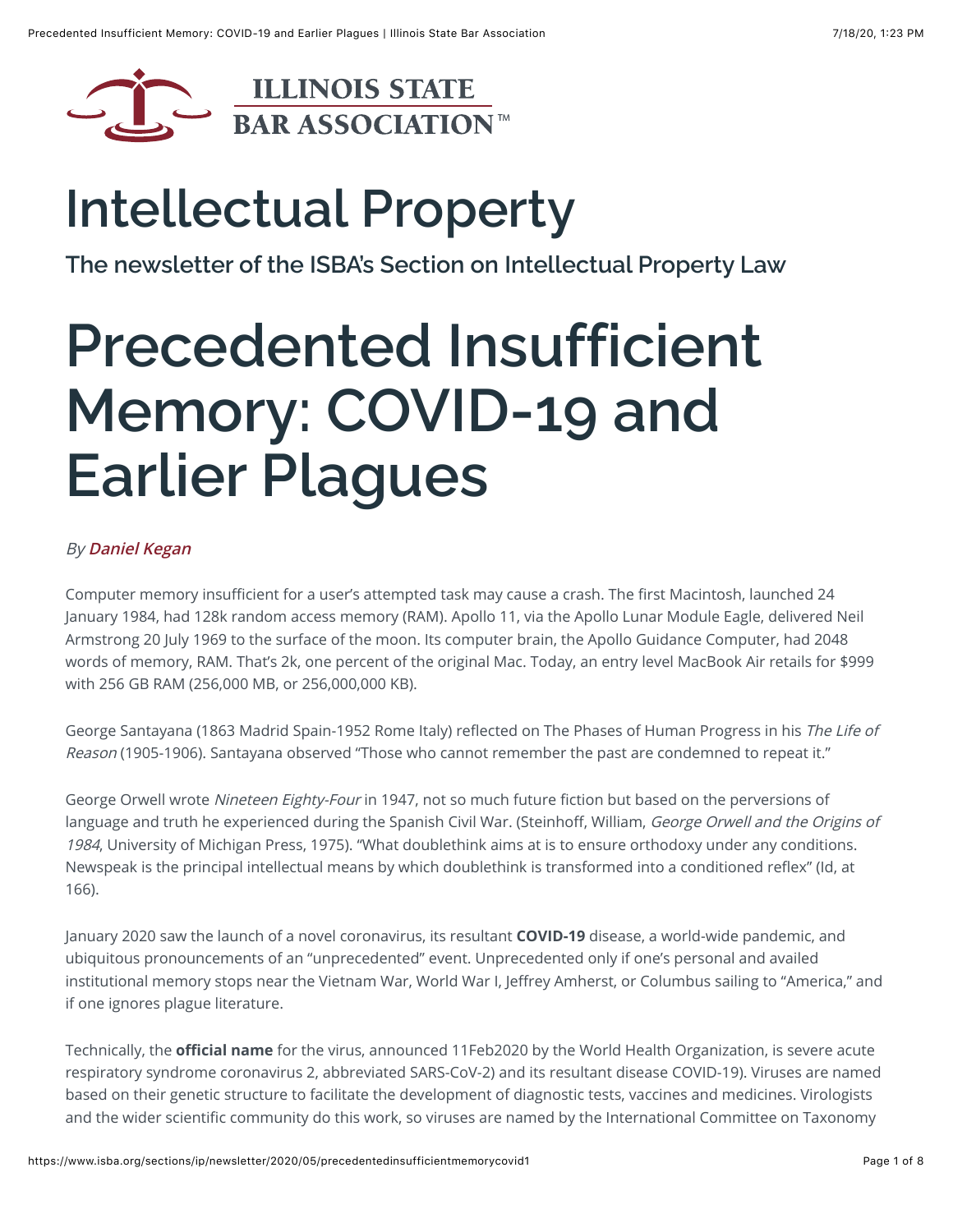ILLINOIS STATE BAR ASSOCIATION™

# Intellectual Property

### The newsletter of the ISBA's Section on Intellectual Property Law

# Precedented Insufficient Memory: COVID-19 and Earlier Plagues

*By* ***Daniel Kegan***

Computer memory insufficient for a user's attempted task may cause a crash. The first Macintosh, launched 24 January 1984, had 128k random access memory (RAM). Apollo 11, via the Apollo Lunar Module Eagle, delivered Neil Armstrong 20 July 1969 to the surface of the moon. Its computer brain, the Apollo Guidance Computer, had 2048 words of memory, RAM. That's 2k, one percent of the original Mac. Today, an entry level MacBook Air retails for $999 with 256 GB RAM (256,000 MB, or 256,000,000 KB).

George Santayana (1863 Madrid Spain-1952 Rome Italy) reflected on The Phases of Human Progress in his *The Life of Reason* (1905-1906). Santayana observed "Those who cannot remember the past are condemned to repeat it."

George Orwell wrote *Nineteen Eighty-Four* in 1947, not so much future fiction but based on the perversions of language and truth he experienced during the Spanish Civil War. (Steinhoff, William, *George Orwell and the Origins of 1984*, University of Michigan Press, 1975). "What doublethink aims at is to ensure orthodoxy under any conditions. Newspeak is the principal intellectual means by which doublethink is transformed into a conditioned reflex" (Id, at 166).

January 2020 saw the launch of a novel coronavirus, its resultant **COVID-19** disease, a world-wide pandemic, and ubiquitous pronouncements of an "unprecedented" event. Unprecedented only if one's personal and availed institutional memory stops near the Vietnam War, World War I, Jeffrey Amherst, or Columbus sailing to "America," and if one ignores plague literature.

Technically, the **official name** for the virus, announced 11Feb2020 by the World Health Organization, is severe acute respiratory syndrome coronavirus 2, abbreviated SARS-CoV-2) and its resultant disease COVID-19). Viruses are named based on their genetic structure to facilitate the development of diagnostic tests, vaccines and medicines. Virologists and the wider scientific community do this work, so viruses are named by the International Committee on Taxonomy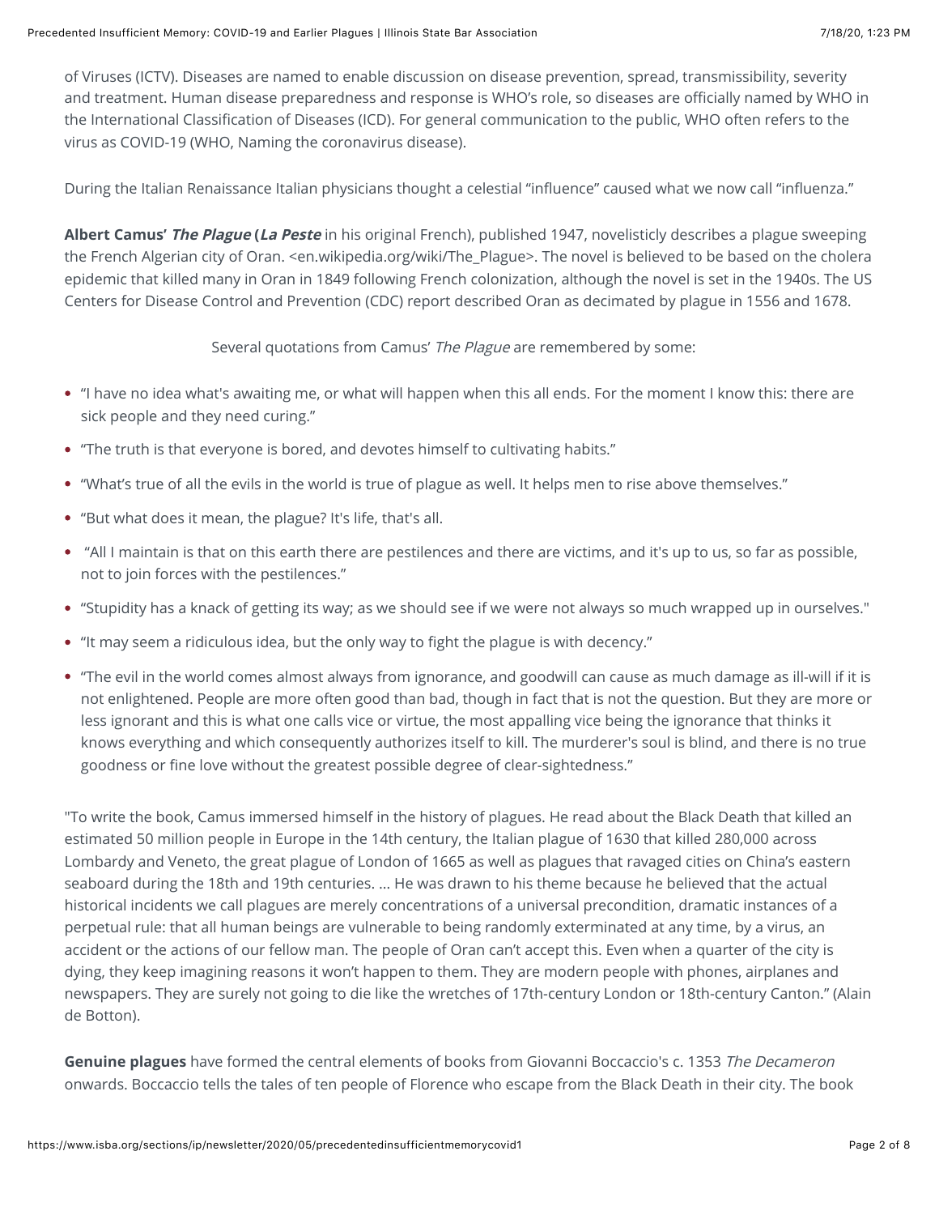of Viruses (ICTV). Diseases are named to enable discussion on disease prevention, spread, transmissibility, severity and treatment. Human disease preparedness and response is WHO's role, so diseases are officially named by WHO in the International Classification of Diseases (ICD). For general communication to the public, WHO often refers to the virus as COVID-19 (WHO, Naming the coronavirus disease).

During the Italian Renaissance Italian physicians thought a celestial "influence" caused what we now call "influenza."

**Albert Camus' *The Plague* (*La Peste*** in his original French), published 1947, novelisticly describes a plague sweeping the French Algerian city of Oran. <en.wikipedia.org/wiki/The_Plague>. The novel is believed to be based on the cholera epidemic that killed many in Oran in 1849 following French colonization, although the novel is set in the 1940s. The US Centers for Disease Control and Prevention (CDC) report described Oran as decimated by plague in 1556 and 1678.

Several quotations from Camus' *The Plague* are remembered by some:

- "I have no idea what's awaiting me, or what will happen when this all ends. For the moment I know this: there are sick people and they need curing."
- "The truth is that everyone is bored, and devotes himself to cultivating habits."
- "What's true of all the evils in the world is true of plague as well. It helps men to rise above themselves."
- "But what does it mean, the plague? It's life, that's all.
- "All I maintain is that on this earth there are pestilences and there are victims, and it's up to us, so far as possible, not to join forces with the pestilences."
- "Stupidity has a knack of getting its way; as we should see if we were not always so much wrapped up in ourselves."
- "It may seem a ridiculous idea, but the only way to fight the plague is with decency."
- "The evil in the world comes almost always from ignorance, and goodwill can cause as much damage as ill-will if it is not enlightened. People are more often good than bad, though in fact that is not the question. But they are more or less ignorant and this is what one calls vice or virtue, the most appalling vice being the ignorance that thinks it knows everything and which consequently authorizes itself to kill. The murderer's soul is blind, and there is no true goodness or fine love without the greatest possible degree of clear-sightedness."

"To write the book, Camus immersed himself in the history of plagues. He read about the Black Death that killed an estimated 50 million people in Europe in the 14th century, the Italian plague of 1630 that killed 280,000 across Lombardy and Veneto, the great plague of London of 1665 as well as plagues that ravaged cities on China's eastern seaboard during the 18th and 19th centuries. ... He was drawn to his theme because he believed that the actual historical incidents we call plagues are merely concentrations of a universal precondition, dramatic instances of a perpetual rule: that all human beings are vulnerable to being randomly exterminated at any time, by a virus, an accident or the actions of our fellow man. The people of Oran can't accept this. Even when a quarter of the city is dying, they keep imagining reasons it won't happen to them. They are modern people with phones, airplanes and newspapers. They are surely not going to die like the wretches of 17th-century London or 18th-century Canton." (Alain de Botton).

**Genuine plagues** have formed the central elements of books from Giovanni Boccaccio's c. 1353 *The Decameron* onwards. Boccaccio tells the tales of ten people of Florence who escape from the Black Death in their city. The book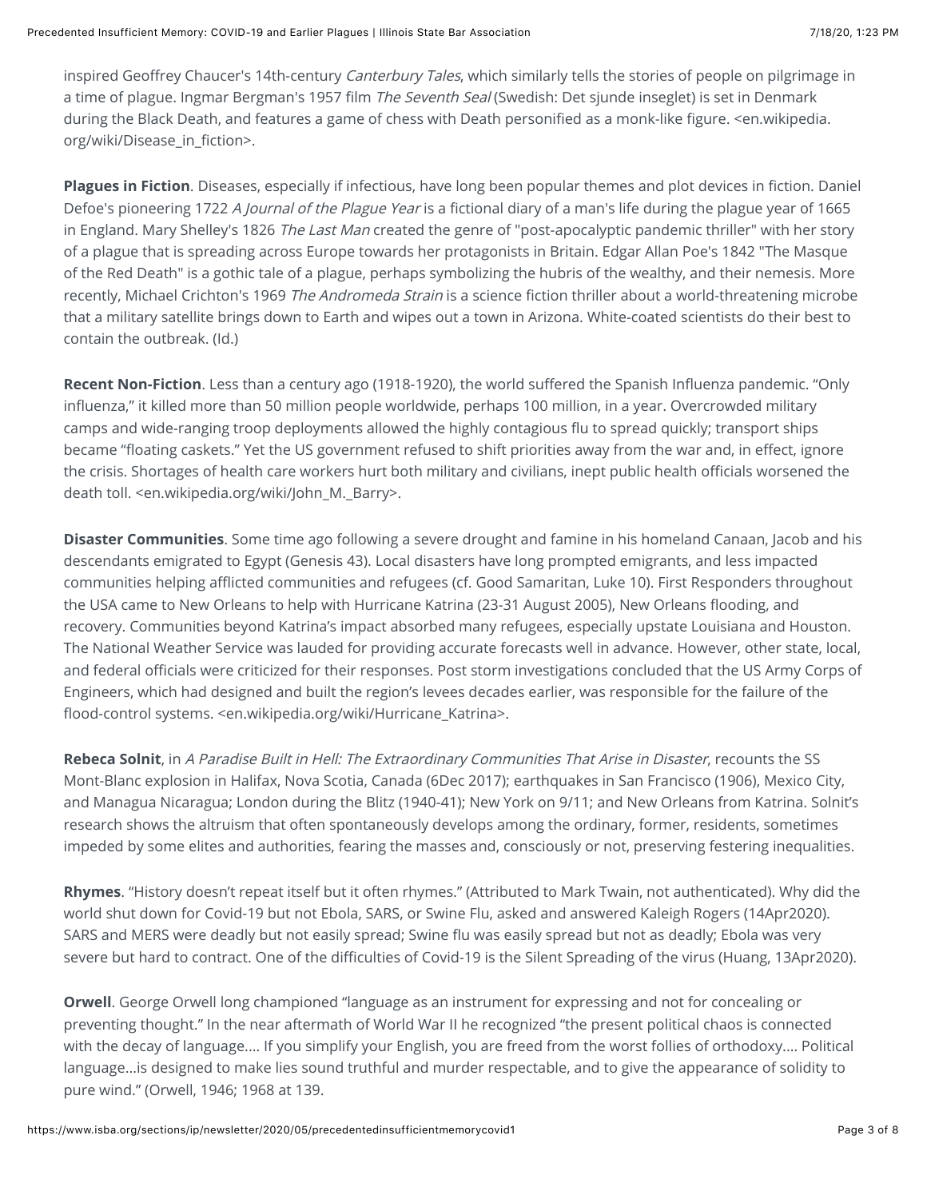inspired Geoffrey Chaucer's 14th-century *Canterbury Tales*, which similarly tells the stories of people on pilgrimage in a time of plague. Ingmar Bergman's 1957 film *The Seventh Seal* (Swedish: Det sjunde inseglet) is set in Denmark during the Black Death, and features a game of chess with Death personified as a monk-like figure. <en.wikipedia.org/wiki/Disease_in_fiction>.

**Plagues in Fiction**. Diseases, especially if infectious, have long been popular themes and plot devices in fiction. Daniel Defoe's pioneering 1722 *A Journal of the Plague Year* is a fictional diary of a man's life during the plague year of 1665 in England. Mary Shelley's 1826 *The Last Man* created the genre of "post-apocalyptic pandemic thriller" with her story of a plague that is spreading across Europe towards her protagonists in Britain. Edgar Allan Poe's 1842 "The Masque of the Red Death" is a gothic tale of a plague, perhaps symbolizing the hubris of the wealthy, and their nemesis. More recently, Michael Crichton's 1969 *The Andromeda Strain* is a science fiction thriller about a world-threatening microbe that a military satellite brings down to Earth and wipes out a town in Arizona. White-coated scientists do their best to contain the outbreak. (Id.)

**Recent Non-Fiction**. Less than a century ago (1918-1920), the world suffered the Spanish Influenza pandemic. "Only influenza," it killed more than 50 million people worldwide, perhaps 100 million, in a year. Overcrowded military camps and wide-ranging troop deployments allowed the highly contagious flu to spread quickly; transport ships became "floating caskets." Yet the US government refused to shift priorities away from the war and, in effect, ignore the crisis. Shortages of health care workers hurt both military and civilians, inept public health officials worsened the death toll. <en.wikipedia.org/wiki/John_M._Barry>.

**Disaster Communities**. Some time ago following a severe drought and famine in his homeland Canaan, Jacob and his descendants emigrated to Egypt (Genesis 43). Local disasters have long prompted emigrants, and less impacted communities helping afflicted communities and refugees (cf. Good Samaritan, Luke 10). First Responders throughout the USA came to New Orleans to help with Hurricane Katrina (23-31 August 2005), New Orleans flooding, and recovery. Communities beyond Katrina's impact absorbed many refugees, especially upstate Louisiana and Houston. The National Weather Service was lauded for providing accurate forecasts well in advance. However, other state, local, and federal officials were criticized for their responses. Post storm investigations concluded that the US Army Corps of Engineers, which had designed and built the region's levees decades earlier, was responsible for the failure of the flood-control systems. <en.wikipedia.org/wiki/Hurricane_Katrina>.

**Rebeca Solnit**, in *A Paradise Built in Hell: The Extraordinary Communities That Arise in Disaster*, recounts the SS Mont-Blanc explosion in Halifax, Nova Scotia, Canada (6Dec 2017); earthquakes in San Francisco (1906), Mexico City, and Managua Nicaragua; London during the Blitz (1940-41); New York on 9/11; and New Orleans from Katrina. Solnit's research shows the altruism that often spontaneously develops among the ordinary, former, residents, sometimes impeded by some elites and authorities, fearing the masses and, consciously or not, preserving festering inequalities.

**Rhymes**. "History doesn't repeat itself but it often rhymes." (Attributed to Mark Twain, not authenticated). Why did the world shut down for Covid-19 but not Ebola, SARS, or Swine Flu, asked and answered Kaleigh Rogers (14Apr2020). SARS and MERS were deadly but not easily spread; Swine flu was easily spread but not as deadly; Ebola was very severe but hard to contract. One of the difficulties of Covid-19 is the Silent Spreading of the virus (Huang, 13Apr2020).

**Orwell**. George Orwell long championed "language as an instrument for expressing and not for concealing or preventing thought." In the near aftermath of World War II he recognized "the present political chaos is connected with the decay of language.... If you simplify your English, you are freed from the worst follies of orthodoxy.... Political language...is designed to make lies sound truthful and murder respectable, and to give the appearance of solidity to pure wind." (Orwell, 1946; 1968 at 139.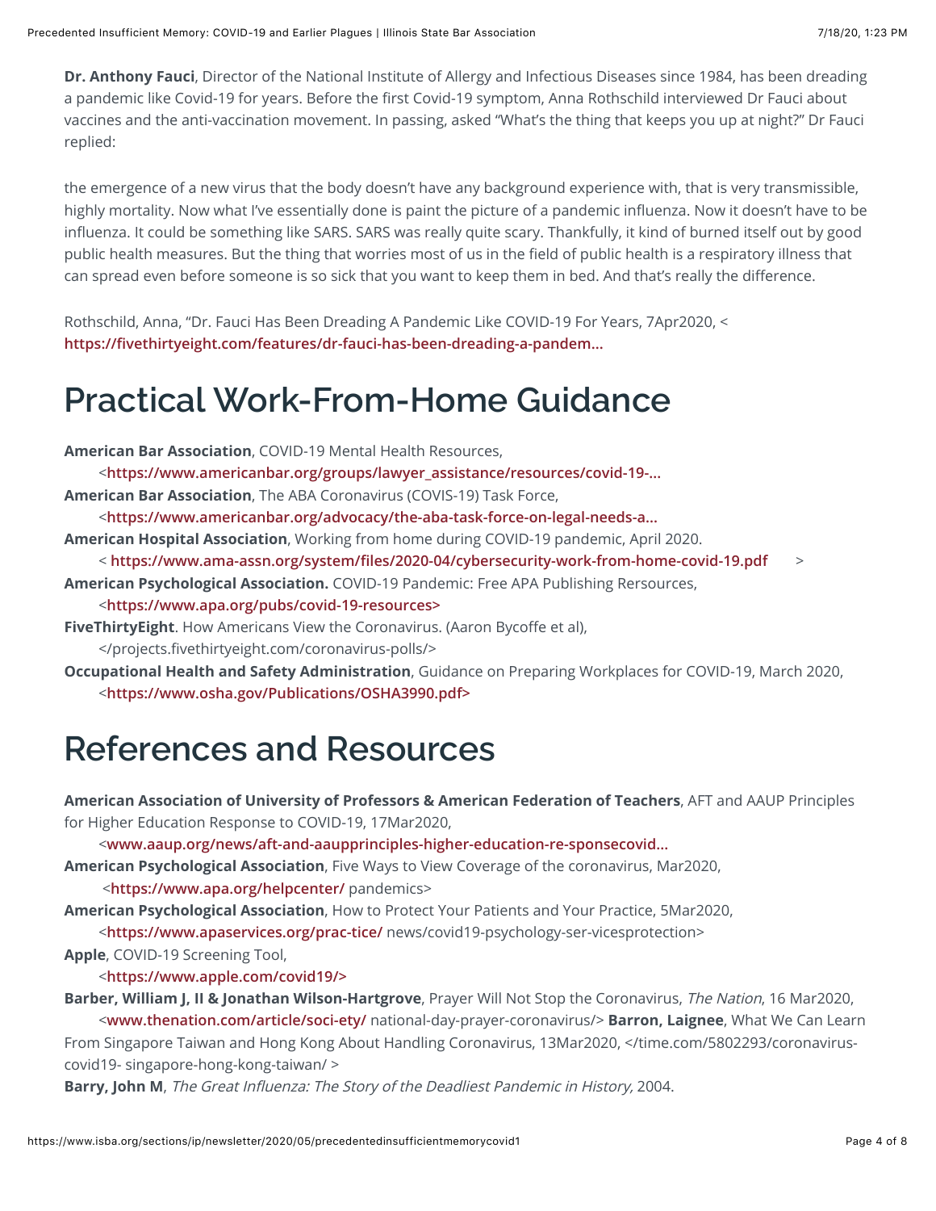**Dr. Anthony Fauci**, Director of the National Institute of Allergy and Infectious Diseases since 1984, has been dreading a pandemic like Covid-19 for years. Before the first Covid-19 symptom, Anna Rothschild interviewed Dr Fauci about vaccines and the anti-vaccination movement. In passing, asked "What's the thing that keeps you up at night?" Dr Fauci replied:

the emergence of a new virus that the body doesn't have any background experience with, that is very transmissible, highly mortality. Now what I've essentially done is paint the picture of a pandemic influenza. Now it doesn't have to be influenza. It could be something like SARS. SARS was really quite scary. Thankfully, it kind of burned itself out by good public health measures. But the thing that worries most of us in the field of public health is a respiratory illness that can spread even before someone is so sick that you want to keep them in bed. And that's really the difference.

Rothschild, Anna, "Dr. Fauci Has Been Dreading A Pandemic Like COVID-19 For Years, 7Apr2020, < https://fivethirtyeight.com/features/dr-fauci-has-been-dreading-a-pandem...

# Practical Work-From-Home Guidance

**American Bar Association**, COVID-19 Mental Health Resources,
<https://www.americanbar.org/groups/lawyer_assistance/resources/covid-19-...

**American Bar Association**, The ABA Coronavirus (COVIS-19) Task Force,
<https://www.americanbar.org/advocacy/the-aba-task-force-on-legal-needs-a...

**American Hospital Association**, Working from home during COVID-19 pandemic, April 2020.
< https://www.ama-assn.org/system/files/2020-04/cybersecurity-work-from-home-covid-19.pdf >

**American Psychological Association.** COVID-19 Pandemic: Free APA Publishing Rersources,
<https://www.apa.org/pubs/covid-19-resources>

**FiveThirtyEight**. How Americans View the Coronavirus. (Aaron Bycoffe et al),
</projects.fivethirtyeight.com/coronavirus-polls/>

**Occupational Health and Safety Administration**, Guidance on Preparing Workplaces for COVID-19, March 2020,
<https://www.osha.gov/Publications/OSHA3990.pdf>

# References and Resources

**American Association of University of Professors & American Federation of Teachers**, AFT and AAUP Principles for Higher Education Response to COVID-19, 17Mar2020,
<www.aaup.org/news/aft-and-aaupprinciples-higher-education-re-sponsecovid...

**American Psychological Association**, Five Ways to View Coverage of the coronavirus, Mar2020,
<https://www.apa.org/helpcenter/ pandemics>

**American Psychological Association**, How to Protect Your Patients and Your Practice, 5Mar2020,
<https://www.apaservices.org/prac-tice/ news/covid19-psychology-ser-vicesprotection>

**Apple**, COVID-19 Screening Tool,
<https://www.apple.com/covid19/>

**Barber, William J, II & Jonathan Wilson-Hartgrove**, Prayer Will Not Stop the Coronavirus, *The Nation*, 16 Mar2020,
<www.thenation.com/article/soci-ety/ national-day-prayer-coronavirus/> **Barron, Laignee**, What We Can Learn From Singapore Taiwan and Hong Kong About Handling Coronavirus, 13Mar2020, </time.com/5802293/coronavirus-covid19- singapore-hong-kong-taiwan/ >

**Barry, John M**, *The Great Influenza: The Story of the Deadliest Pandemic in History*, 2004.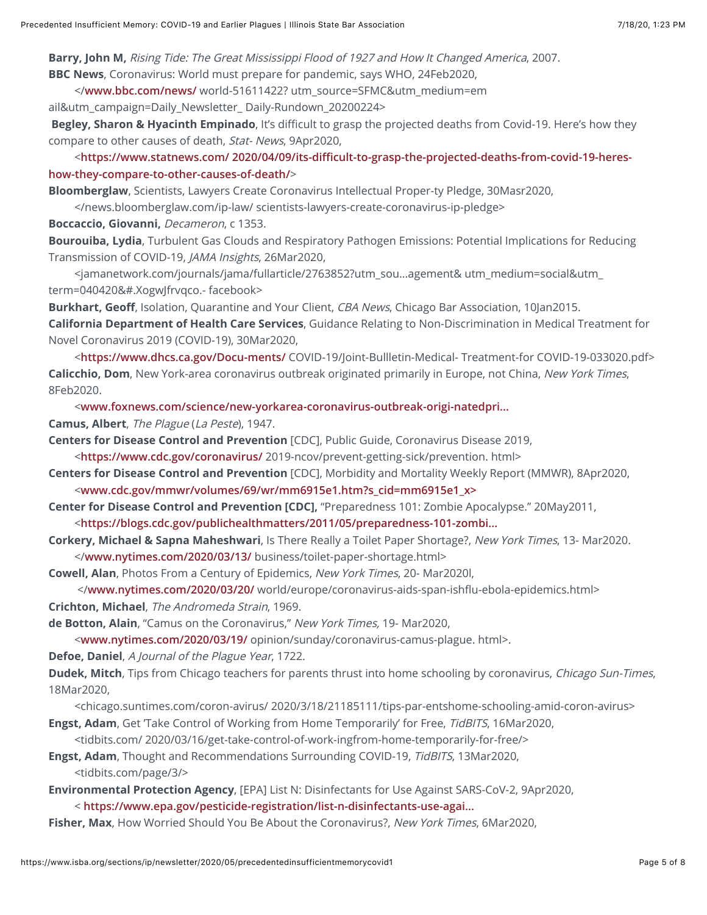**Barry, John M,** *Rising Tide: The Great Mississippi Flood of 1927 and How It Changed America*, 2007.

**BBC News**, Coronavirus: World must prepare for pandemic, says WHO, 24Feb2020,

</**www.bbc.com/news/** world-51611422? utm_source=SFMC&utm_medium=em ail&utm_campaign=Daily_Newsletter_ Daily-Rundown_20200224>

**Begley, Sharon & Hyacinth Empinado**, It's difficult to grasp the projected deaths from Covid-19. Here's how they compare to other causes of death, *Stat- News*, 9Apr2020,

<**https://www.statnews.com/ 2020/04/09/its-difficult-to-grasp-the-projected-deaths-from-covid-19-heres-how-they-compare-to-other-causes-of-death/**>

**Bloomberglaw**, Scientists, Lawyers Create Coronavirus Intellectual Proper-ty Pledge, 30Masr2020,

</news.bloomberglaw.com/ip-law/ scientists-lawyers-create-coronavirus-ip-pledge>

**Boccaccio, Giovanni,** *Decameron*, c 1353.

**Bourouiba, Lydia**, Turbulent Gas Clouds and Respiratory Pathogen Emissions: Potential Implications for Reducing Transmission of COVID-19, *JAMA Insights*, 26Mar2020,

<jamanetwork.com/journals/jama/fullarticle/2763852?utm_sou...agement& utm_medium=social&utm_ term=040420&#.XogwJfrvqco.- facebook>

**Burkhart, Geoff**, Isolation, Quarantine and Your Client, *CBA News*, Chicago Bar Association, 10Jan2015.

**California Department of Health Care Services**, Guidance Relating to Non-Discrimination in Medical Treatment for Novel Coronavirus 2019 (COVID-19), 30Mar2020,

<**https://www.dhcs.ca.gov/Docu-ments/** COVID-19/Joint-Bullletin-Medical- Treatment-for COVID-19-033020.pdf>

**Calicchio, Dom**, New York-area coronavirus outbreak originated primarily in Europe, not China, *New York Times*, 8Feb2020.

<**www.foxnews.com/science/new-yorkarea-coronavirus-outbreak-origi-natedpri...**

**Camus, Albert**, *The Plague* (*La Peste*), 1947.

**Centers for Disease Control and Prevention** [CDC], Public Guide, Coronavirus Disease 2019,

<**https://www.cdc.gov/coronavirus/** 2019-ncov/prevent-getting-sick/prevention. html>

**Centers for Disease Control and Prevention** [CDC], Morbidity and Mortality Weekly Report (MMWR), 8Apr2020,

<**www.cdc.gov/mmwr/volumes/69/wr/mm6915e1.htm?s_cid=mm6915e1_x>**

**Center for Disease Control and Prevention [CDC],** "Preparedness 101: Zombie Apocalypse." 20May2011,

<**https://blogs.cdc.gov/publichealthmatters/2011/05/preparedness-101-zombi...**

**Corkery, Michael & Sapna Maheshwari**, Is There Really a Toilet Paper Shortage?, *New York Times*, 13- Mar2020.

</**www.nytimes.com/2020/03/13/** business/toilet-paper-shortage.html>

**Cowell, Alan**, Photos From a Century of Epidemics, *New York Times*, 20- Mar2020l,

</**www.nytimes.com/2020/03/20/** world/europe/coronavirus-aids-span-ishflu-ebola-epidemics.html>

**Crichton, Michael**, *The Andromeda Strain*, 1969.

**de Botton, Alain**, "Camus on the Coronavirus," *New York Times,* 19- Mar2020,

<**www.nytimes.com/2020/03/19/** opinion/sunday/coronavirus-camus-plague. html>.

**Defoe, Daniel**, *A Journal of the Plague Year*, 1722.

**Dudek, Mitch**, Tips from Chicago teachers for parents thrust into home schooling by coronavirus, *Chicago Sun-Times*, 18Mar2020,

<chicago.suntimes.com/coron-avirus/ 2020/3/18/21185111/tips-par-entshome-schooling-amid-coron-avirus>

**Engst, Adam**, Get 'Take Control of Working from Home Temporarily' for Free, *TidBITS*, 16Mar2020,

<tidbits.com/ 2020/03/16/get-take-control-of-work-ingfrom-home-temporarily-for-free/>

**Engst, Adam**, Thought and Recommendations Surrounding COVID-19, *TidBITS*, 13Mar2020,

<tidbits.com/page/3/>

**Environmental Protection Agency**, [EPA] List N: Disinfectants for Use Against SARS-CoV-2, 9Apr2020,

< **https://www.epa.gov/pesticide-registration/list-n-disinfectants-use-agai...**

**Fisher, Max**, How Worried Should You Be About the Coronavirus?, *New York Times*, 6Mar2020,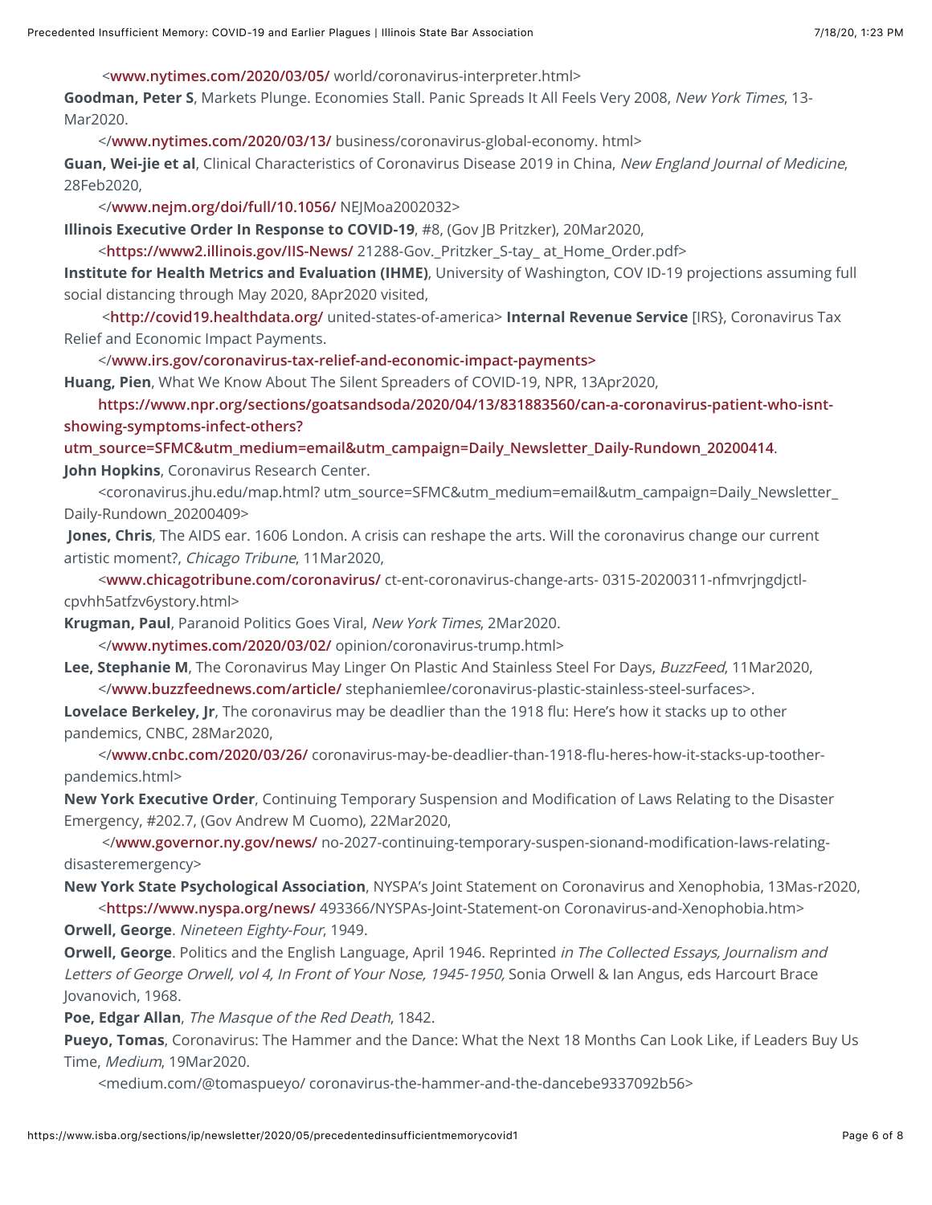<www.nytimes.com/2020/03/05/ world/coronavirus-interpreter.html>

**Goodman, Peter S**, Markets Plunge. Economies Stall. Panic Spreads It All Feels Very 2008, *New York Times*, 13-Mar2020.

</www.nytimes.com/2020/03/13/ business/coronavirus-global-economy. html>

**Guan, Wei-jie et al**, Clinical Characteristics of Coronavirus Disease 2019 in China, *New England Journal of Medicine*, 28Feb2020,

</www.nejm.org/doi/full/10.1056/ NEJMoa2002032>

**Illinois Executive Order In Response to COVID-19**, #8, (Gov JB Pritzker), 20Mar2020,

<https://www2.illinois.gov/IIS-News/ 21288-Gov._Pritzker_S-tay_ at_Home_Order.pdf>

**Institute for Health Metrics and Evaluation (IHME)**, University of Washington, COV ID-19 projections assuming full social distancing through May 2020, 8Apr2020 visited,

<http://covid19.healthdata.org/ united-states-of-america> **Internal Revenue Service** [IRS}, Coronavirus Tax Relief and Economic Impact Payments.

</www.irs.gov/coronavirus-tax-relief-and-economic-impact-payments>

**Huang, Pien**, What We Know About The Silent Spreaders of COVID-19, NPR, 13Apr2020,

https://www.npr.org/sections/goatsandsoda/2020/04/13/831883560/can-a-coronavirus-patient-who-isnt-showing-symptoms-infect-others?utm_source=SFMC&utm_medium=email&utm_campaign=Daily_Newsletter_Daily-Rundown_20200414.

**John Hopkins**, Coronavirus Research Center.

<coronavirus.jhu.edu/map.html? utm_source=SFMC&utm_medium=email&utm_campaign=Daily_Newsletter_ Daily-Rundown_20200409>

**Jones, Chris**, The AIDS ear. 1606 London. A crisis can reshape the arts. Will the coronavirus change our current artistic moment?, *Chicago Tribune*, 11Mar2020,

<www.chicagotribune.com/coronavirus/ ct-ent-coronavirus-change-arts- 0315-20200311-nfmvrjngdjctl-cpvhh5atfzv6ystory.html>

**Krugman, Paul**, Paranoid Politics Goes Viral, *New York Times*, 2Mar2020.

</www.nytimes.com/2020/03/02/ opinion/coronavirus-trump.html>

**Lee, Stephanie M**, The Coronavirus May Linger On Plastic And Stainless Steel For Days, *BuzzFeed*, 11Mar2020,

</www.buzzfeednews.com/article/ stephaniemlee/coronavirus-plastic-stainless-steel-surfaces>.

**Lovelace Berkeley, Jr**, The coronavirus may be deadlier than the 1918 flu: Here's how it stacks up to other pandemics, CNBC, 28Mar2020,

</www.cnbc.com/2020/03/26/ coronavirus-may-be-deadlier-than-1918-flu-heres-how-it-stacks-up-toother-pandemics.html>

**New York Executive Order**, Continuing Temporary Suspension and Modification of Laws Relating to the Disaster Emergency, #202.7, (Gov Andrew M Cuomo), 22Mar2020,

</www.governor.ny.gov/news/ no-2027-continuing-temporary-suspen-sionand-modification-laws-relating-disasteremergency>

**New York State Psychological Association**, NYSPA's Joint Statement on Coronavirus and Xenophobia, 13Mas-r2020,

<https://www.nyspa.org/news/ 493366/NYSPAs-Joint-Statement-on Coronavirus-and-Xenophobia.htm>

**Orwell, George**. *Nineteen Eighty-Four*, 1949.

**Orwell, George**. Politics and the English Language, April 1946. Reprinted *in The Collected Essays, Journalism and Letters of George Orwell, vol 4, In Front of Your Nose, 1945-1950,* Sonia Orwell & Ian Angus, eds Harcourt Brace Jovanovich, 1968.

**Poe, Edgar Allan**, *The Masque of the Red Death*, 1842.

**Pueyo, Tomas**, Coronavirus: The Hammer and the Dance: What the Next 18 Months Can Look Like, if Leaders Buy Us Time, *Medium*, 19Mar2020.

<medium.com/@tomaspueyo/ coronavirus-the-hammer-and-the-dancebe9337092b56>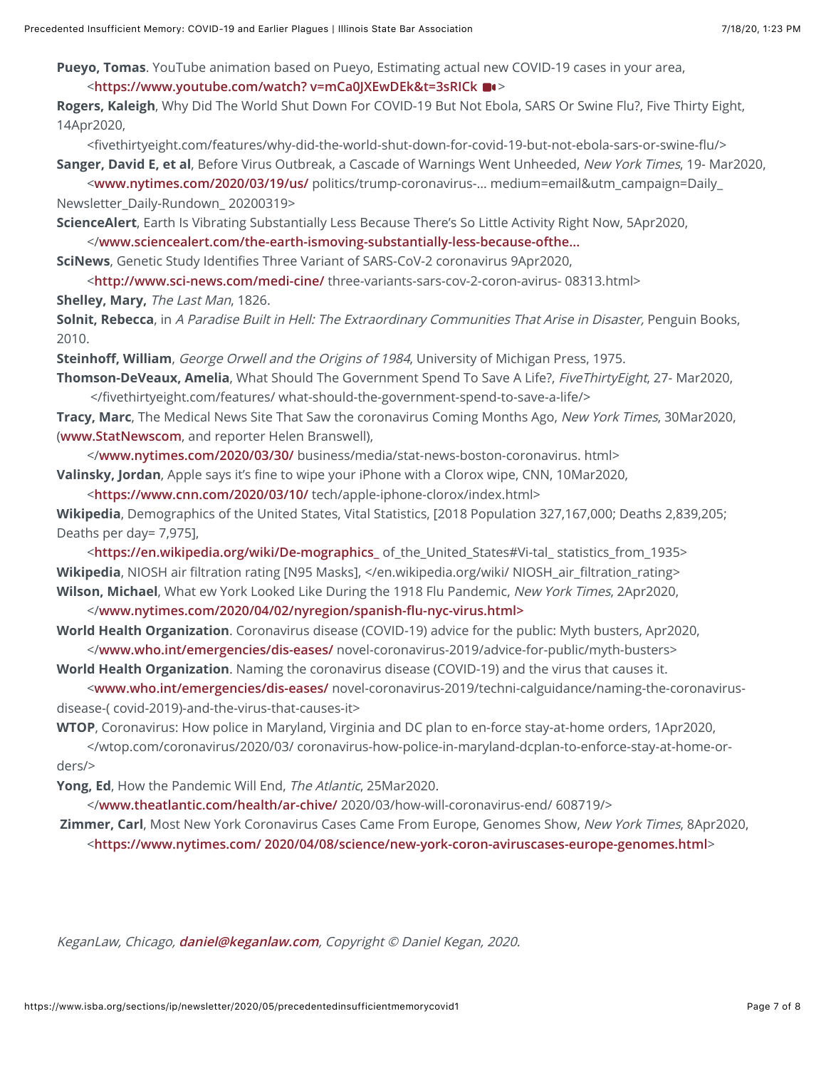**Pueyo, Tomas**. YouTube animation based on Pueyo, Estimating actual new COVID-19 cases in your area, <https://www.youtube.com/watch? v=mCa0JXEwDEk&t=3sRICk >

**Rogers, Kaleigh**, Why Did The World Shut Down For COVID-19 But Not Ebola, SARS Or Swine Flu?, Five Thirty Eight, 14Apr2020, <fivethirtyeight.com/features/why-did-the-world-shut-down-for-covid-19-but-not-ebola-sars-or-swine-flu/>

**Sanger, David E, et al**, Before Virus Outbreak, a Cascade of Warnings Went Unheeded, *New York Times*, 19- Mar2020, <www.nytimes.com/2020/03/19/us/ politics/trump-coronavirus-... medium=email&utm_campaign=Daily_ Newsletter_Daily-Rundown_ 20200319>

**ScienceAlert**, Earth Is Vibrating Substantially Less Because There's So Little Activity Right Now, 5Apr2020, </www.sciencealert.com/the-earth-ismoving-substantially-less-because-ofthe...

**SciNews**, Genetic Study Identifies Three Variant of SARS-CoV-2 coronavirus 9Apr2020, <http://www.sci-news.com/medi-cine/ three-variants-sars-cov-2-coron-avirus- 08313.html>

**Shelley, Mary,** *The Last Man*, 1826.

**Solnit, Rebecca**, in *A Paradise Built in Hell: The Extraordinary Communities That Arise in Disaster,* Penguin Books, 2010.

**Steinhoff, William**, *George Orwell and the Origins of 1984*, University of Michigan Press, 1975.

**Thomson-DeVeaux, Amelia**, What Should The Government Spend To Save A Life?, *FiveThirtyEight*, 27- Mar2020, </fivethirtyeight.com/features/ what-should-the-government-spend-to-save-a-life/>

**Tracy, Marc**, The Medical News Site That Saw the coronavirus Coming Months Ago, *New York Times*, 30Mar2020, (www.StatNewscom, and reporter Helen Branswell), </www.nytimes.com/2020/03/30/ business/media/stat-news-boston-coronavirus. html>

**Valinsky, Jordan**, Apple says it's fine to wipe your iPhone with a Clorox wipe, CNN, 10Mar2020, <https://www.cnn.com/2020/03/10/ tech/apple-iphone-clorox/index.html>

**Wikipedia**, Demographics of the United States, Vital Statistics, [2018 Population 327,167,000; Deaths 2,839,205; Deaths per day= 7,975], <https://en.wikipedia.org/wiki/De-mographics_ of_the_United_States#Vi-tal_ statistics_from_1935>

**Wikipedia**, NIOSH air filtration rating [N95 Masks], </en.wikipedia.org/wiki/ NIOSH_air_filtration_rating>

**Wilson, Michael**, What ew York Looked Like During the 1918 Flu Pandemic, *New York Times*, 2Apr2020, </www.nytimes.com/2020/04/02/nyregion/spanish-flu-nyc-virus.html>

**World Health Organization**. Coronavirus disease (COVID-19) advice for the public: Myth busters, Apr2020, </www.who.int/emergencies/dis-eases/ novel-coronavirus-2019/advice-for-public/myth-busters>

**World Health Organization**. Naming the coronavirus disease (COVID-19) and the virus that causes it. <www.who.int/emergencies/dis-eases/ novel-coronavirus-2019/techni-calguidance/naming-the-coronavirus-disease-( covid-2019)-and-the-virus-that-causes-it>

**WTOP**, Coronavirus: How police in Maryland, Virginia and DC plan to en-force stay-at-home orders, 1Apr2020, </wtop.com/coronavirus/2020/03/ coronavirus-how-police-in-maryland-dcplan-to-enforce-stay-at-home-or-ders/>

**Yong, Ed**, How the Pandemic Will End, *The Atlantic*, 25Mar2020. </www.theatlantic.com/health/ar-chive/ 2020/03/how-will-coronavirus-end/ 608719/>

**Zimmer, Carl**, Most New York Coronavirus Cases Came From Europe, Genomes Show, *New York Times*, 8Apr2020, <https://www.nytimes.com/ 2020/04/08/science/new-york-coron-aviruscases-europe-genomes.html>

*KeganLaw, Chicago, **daniel@keganlaw.com**, Copyright © Daniel Kegan, 2020.*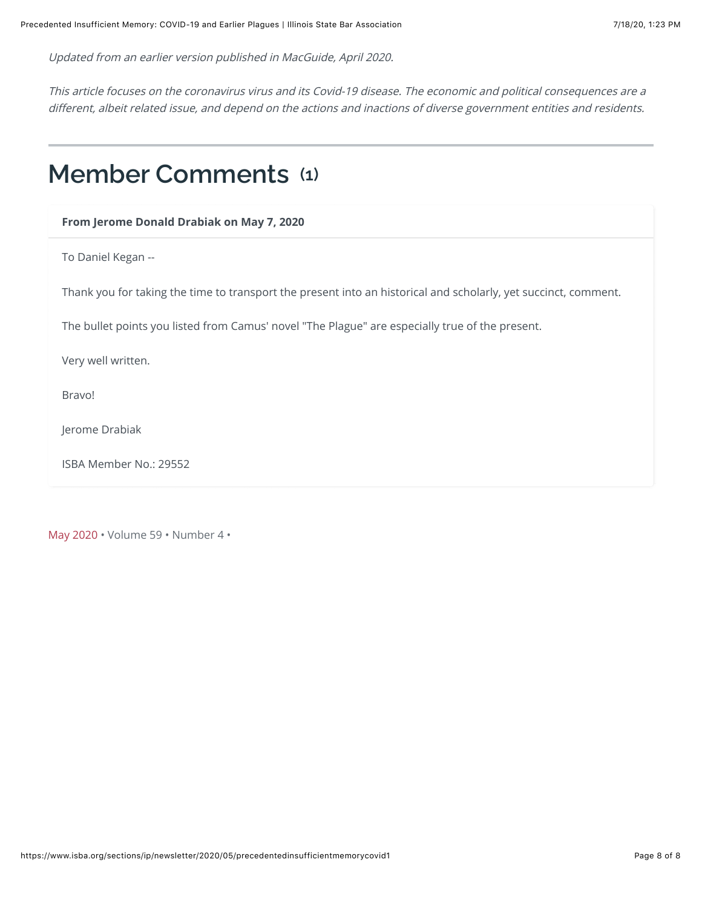*Updated from an earlier version published in MacGuide, April 2020.*

*This article focuses on the coronavirus virus and its Covid-19 disease. The economic and political consequences are a different, albeit related issue, and depend on the actions and inactions of diverse government entities and residents.*

---

## Member Comments (1)

**From Jerome Donald Drabiak on May 7, 2020**

To Daniel Kegan --

Thank you for taking the time to transport the present into an historical and scholarly, yet succinct, comment.

The bullet points you listed from Camus' novel "The Plague" are especially true of the present.

Very well written.

Bravo!

Jerome Drabiak

ISBA Member No.: 29552

May 2020 • Volume 59 • Number 4 •